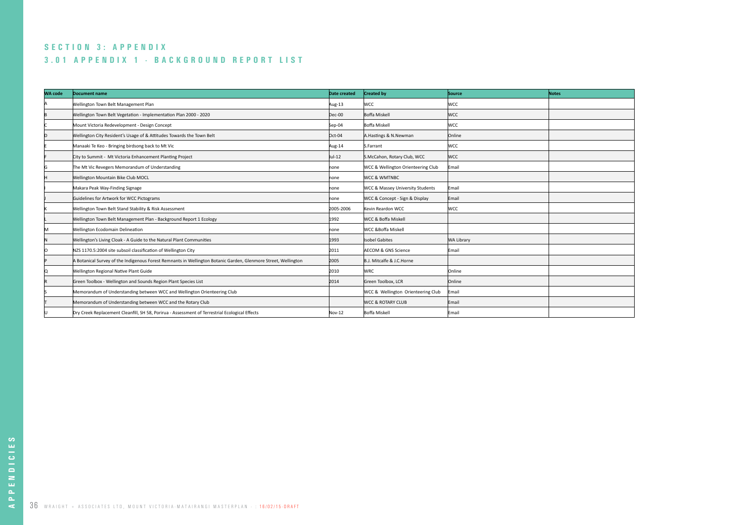# SECTION 3: APPENDIX

## 3.01 APPENDIX 1 - BACKGROUND REPORT LIST

| WA code | Document name | Date created | Created by | Source | Notes |
|---|---|---|---|---|---|
| A | Wellington Town Belt Management Plan | Aug-13 | WCC | WCC | |
| B | Wellington Town Belt Vegetation - Implementation Plan 2000 - 2020 | Dec-00 | Boffa Miskell | WCC | |
| C | Mount Victoria Redevelopment - Design Concept | Sep-04 | Boffa Miskell | WCC | |
| D | Wellington City Resident's Usage of & Attitudes Towards the Town Belt | Oct-04 | A.Hastings & N.Newman | Online | |
| E | Manaaki Te Keo - Bringing birdsong back to Mt Vic | Aug-14 | S.Farrant | WCC | |
| F | City to Summit - Mt Victoria Enhancement Planting Project | Jul-12 | S.McCahon, Rotary Club, WCC | WCC | |
| G | The Mt Vic Revegers Memorandum of Understanding | none | WCC & Wellington Orienteering Club | Email | |
| H | Wellington Mountain Bike Club MOCL | none | WCC & WMTNBC | | |
| I | Makara Peak Way-Finding Signage | none | WCC & Massey University Students | Email | |
| J | Guidelines for Artwork for WCC Pictograms | none | WCC & Concept - Sign & Display | Email | |
| K | Wellington Town Belt Stand Stability & Risk Assessment | 2005-2006 | Kevin Reardon WCC | WCC | |
| L | Wellington Town Belt Management Plan - Background Report 1 Ecology | 1992 | WCC & Boffa Miskell | | |
| M | Wellington Ecodomain Delineation | none | WCC &Boffa Miskell | | |
| N | Wellington's Living Cloak - A Guide to the Natural Plant Communities | 1993 | Isobel Gabites | WA Library | |
| O | NZS 1170.5:2004 site subsoil classification of Wellington City | 2011 | AECOM & GNS Science | Email | |
| P | A Botanical Survey of the Indigenous Forest Remnants in Wellington Botanic Garden, Glenmore Street, Wellington | 2005 | B.J. Mitcalfe & J.C.Horne | | |
| Q | Wellington Regional Native Plant Guide | 2010 | WRC | Online | |
| R | Green Toolbox - Wellington and Sounds Region Plant Species List | 2014 | Green Toolbox, LCR | Online | |
| S | Memorandum of Understanding between WCC and Wellington Orienteering Club | | WCC & Wellington Orienteering Club | Email | |
| T | Memorandum of Understanding between WCC and the Rotary Club | | WCC & ROTARY CLUB | Email | |
| U | Dry Creek Replacement Cleanfill, SH 58, Porirua - Assessment of Terrestrial Ecological Effects | Nov-12 | Boffa Miskell | Email | |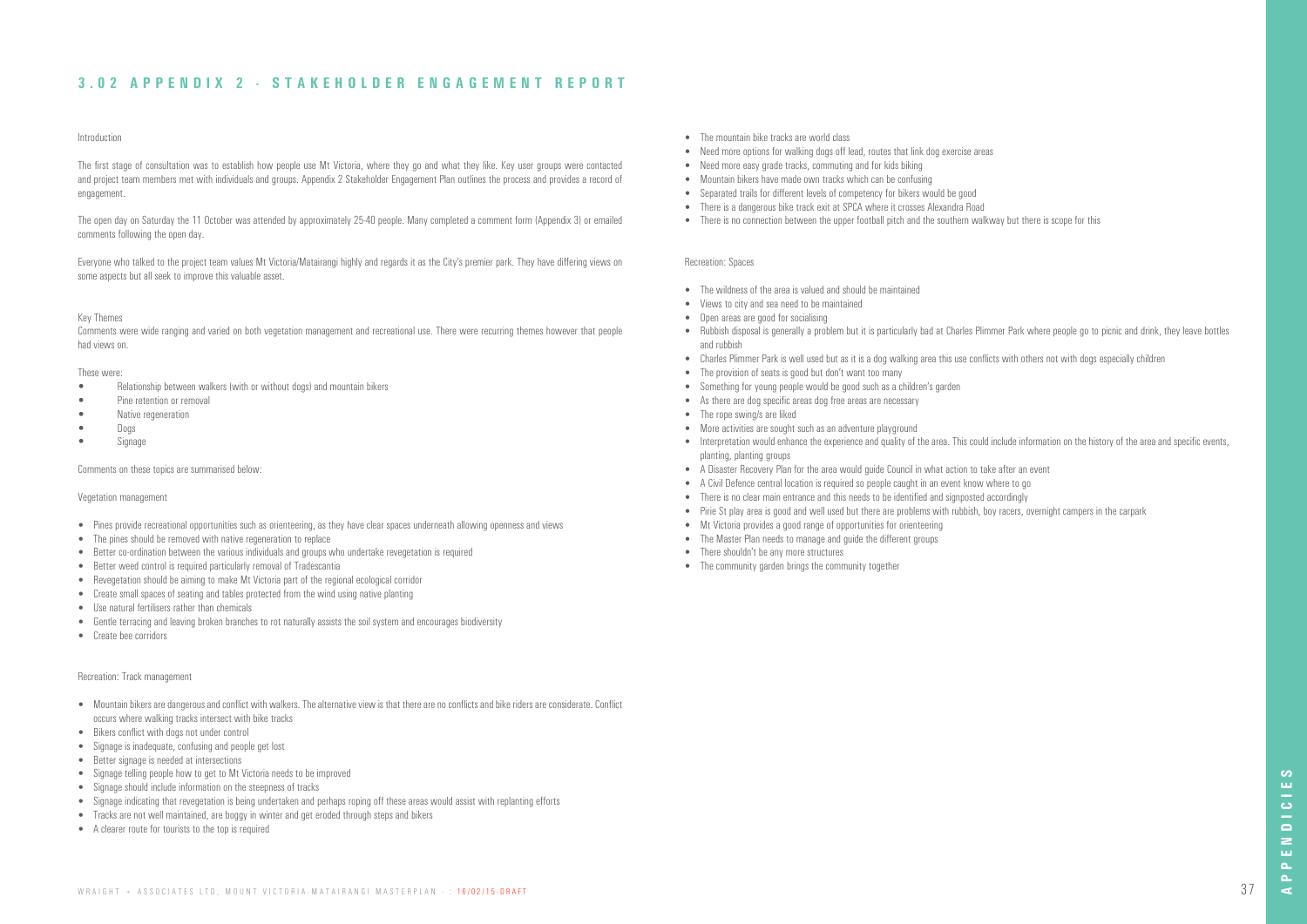## 3.02 APPENDIX 2 - STAKEHOLDER ENGAGEMENT REPORT

Introduction

The first stage of consultation was to establish how people use Mt Victoria, where they go and what they like. Key user groups were contacted and project team members met with individuals and groups. Appendix 2 Stakeholder Engagement Plan outlines the process and provides a record of engagement.

The open day on Saturday the 11 October was attended by approximately 25-40 people. Many completed a comment form (Appendix 3) or emailed comments following the open day.

Everyone who talked to the project team values Mt Victoria/Matairangi highly and regards it as the City's premier park. They have differing views on some aspects but all seek to improve this valuable asset.

Key Themes

Comments were wide ranging and varied on both vegetation management and recreational use. There were recurring themes however that people had views on.

These were:

- Relationship between walkers (with or without dogs) and mountain bikers
- Pine retention or removal
- Native regeneration
- Dogs
- Signage

Comments on these topics are summarised below:

Vegetation management

- Pines provide recreational opportunities such as orienteering, as they have clear spaces underneath allowing openness and views
- The pines should be removed with native regeneration to replace
- Better co-ordination between the various individuals and groups who undertake revegetation is required
- Better weed control is required particularly removal of Tradescantia
- Revegetation should be aiming to make Mt Victoria part of the regional ecological corridor
- Create small spaces of seating and tables protected from the wind using native planting
- Use natural fertilisers rather than chemicals
- Gentle terracing and leaving broken branches to rot naturally assists the soil system and encourages biodiversity
- Create bee corridors

Recreation: Track management

- Mountain bikers are dangerous and conflict with walkers. The alternative view is that there are no conflicts and bike riders are considerate. Conflict occurs where walking tracks intersect with bike tracks
- Bikers conflict with dogs not under control
- Signage is inadequate, confusing and people get lost
- Better signage is needed at intersections
- Signage telling people how to get to Mt Victoria needs to be improved
- Signage should include information on the steepness of tracks
- Signage indicating that revegetation is being undertaken and perhaps roping off these areas would assist with replanting efforts
- Tracks are not well maintained, are boggy in winter and get eroded through steps and bikers
- A clearer route for tourists to the top is required
- The mountain bike tracks are world class
- Need more options for walking dogs off lead, routes that link dog exercise areas
- Need more easy grade tracks, commuting and for kids biking
- Mountain bikers have made own tracks which can be confusing
- Separated trails for different levels of competency for bikers would be good
- There is a dangerous bike track exit at SPCA where it crosses Alexandra Road
- There is no connection between the upper football pitch and the southern walkway but there is scope for this

Recreation: Spaces

- The wildness of the area is valued and should be maintained
- Views to city and sea need to be maintained
- Open areas are good for socialising
- Rubbish disposal is generally a problem but it is particularly bad at Charles Plimmer Park where people go to picnic and drink, they leave bottles and rubbish
- Charles Plimmer Park is well used but as it is a dog walking area this use conflicts with others not with dogs especially children
- The provision of seats is good but don't want too many
- Something for young people would be good such as a children's garden
- As there are dog specific areas dog free areas are necessary
- The rope swing/s are liked
- More activities are sought such as an adventure playground
- Interpretation would enhance the experience and quality of the area. This could include information on the history of the area and specific events, planting, planting groups
- A Disaster Recovery Plan for the area would guide Council in what action to take after an event
- A Civil Defence central location is required so people caught in an event know where to go
- There is no clear main entrance and this needs to be identified and signposted accordingly
- Pirie St play area is good and well used but there are problems with rubbish, boy racers, overnight campers in the carpark
- Mt Victoria provides a good range of opportunities for orienteering
- The Master Plan needs to manage and guide the different groups
- There shouldn't be any more structures
- The community garden brings the community together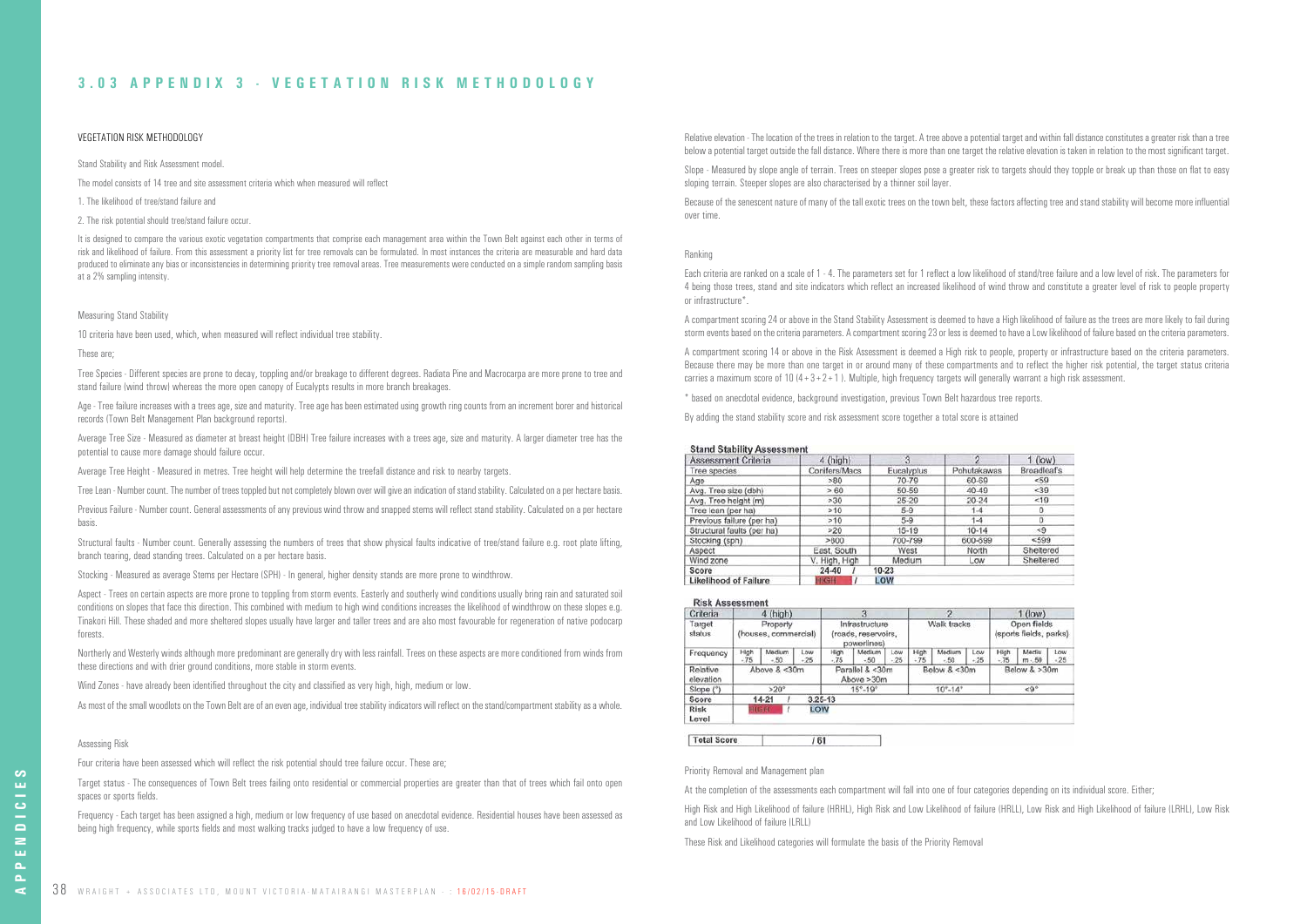# 3.03 APPENDIX 3 - VEGETATION RISK METHODOLOGY

VEGETATION RISK METHODOLOGY

Stand Stability and Risk Assessment model.

The model consists of 14 tree and site assessment criteria which when measured will reflect

1. The likelihood of tree/stand failure and

2. The risk potential should tree/stand failure occur.

It is designed to compare the various exotic vegetation compartments that comprise each management area within the Town Belt against each other in terms of risk and likelihood of failure. From this assessment a priority list for tree removals can be formulated. In most instances the criteria are measurable and hard data produced to eliminate any bias or inconsistencies in determining priority tree removal areas. Tree measurements were conducted on a simple random sampling basis at a 2% sampling intensity.

Measuring Stand Stability

10 criteria have been used, which, when measured will reflect individual tree stability.

These are;

Tree Species - Different species are prone to decay, toppling and/or breakage to different degrees. Radiata Pine and Macrocarpa are more prone to tree and stand failure (wind throw) whereas the more open canopy of Eucalypts results in more branch breakages.

Age - Tree failure increases with a trees age, size and maturity. Tree age has been estimated using growth ring counts from an increment borer and historical records (Town Belt Management Plan background reports).

Average Tree Size - Measured as diameter at breast height (DBH) Tree failure increases with a trees age, size and maturity. A larger diameter tree has the potential to cause more damage should failure occur.

Average Tree Height - Measured in metres. Tree height will help determine the treefall distance and risk to nearby targets.

Tree Lean - Number count. The number of trees toppled but not completely blown over will give an indication of stand stability. Calculated on a per hectare basis.

Previous Failure - Number count. General assessments of any previous wind throw and snapped stems will reflect stand stability. Calculated on a per hectare basis.

Structural faults - Number count. Generally assessing the numbers of trees that show physical faults indicative of tree/stand failure e.g. root plate lifting, branch tearing, dead standing trees. Calculated on a per hectare basis.

Stocking - Measured as average Stems per Hectare (SPH) - In general, higher density stands are more prone to windthrow.

Aspect - Trees on certain aspects are more prone to toppling from storm events. Easterly and southerly wind conditions usually bring rain and saturated soil conditions on slopes that face this direction. This combined with medium to high wind conditions increases the likelihood of windthrow on these slopes e.g. Tinakori Hill. These shaded and more sheltered slopes usually have larger and taller trees and are also most favourable for regeneration of native podocarp forests.

Northerly and Westerly winds although more predominant are generally dry with less rainfall. Trees on these aspects are more conditioned from winds from these directions and with drier ground conditions, more stable in storm events.

Wind Zones - have already been identified throughout the city and classified as very high, high, medium or low.

As most of the small woodlots on the Town Belt are of an even age, individual tree stability indicators will reflect on the stand/compartment stability as a whole.

Assessing Risk

Four criteria have been assessed which will reflect the risk potential should tree failure occur. These are;

Target status - The consequences of Town Belt trees failing onto residential or commercial properties are greater than that of trees which fail onto open spaces or sports fields.

Frequency - Each target has been assigned a high, medium or low frequency of use based on anecdotal evidence. Residential houses have been assessed as being high frequency, while sports fields and most walking tracks judged to have a low frequency of use.

Relative elevation - The location of the trees in relation to the target. A tree above a potential target and within fall distance constitutes a greater risk than a tree below a potential target outside the fall distance. Where there is more than one target the relative elevation is taken in relation to the most significant target.

Slope - Measured by slope angle of terrain. Trees on steeper slopes pose a greater risk to targets should they topple or break up than those on flat to easy sloping terrain. Steeper slopes are also characterised by a thinner soil layer.

Because of the senescent nature of many of the tall exotic trees on the town belt, these factors affecting tree and stand stability will become more influential over time.

Ranking

Each criteria are ranked on a scale of 1 - 4. The parameters set for 1 reflect a low likelihood of stand/tree failure and a low level of risk. The parameters for 4 being those trees, stand and site indicators which reflect an increased likelihood of wind throw and constitute a greater level of risk to people property or infrastructure*.

A compartment scoring 24 or above in the Stand Stability Assessment is deemed to have a High likelihood of failure as the trees are more likely to fail during storm events based on the criteria parameters. A compartment scoring 23 or less is deemed to have a Low likelihood of failure based on the criteria parameters.

A compartment scoring 14 or above in the Risk Assessment is deemed a High risk to people, property or infrastructure based on the criteria parameters. Because there may be more than one target in or around many of these compartments and to reflect the higher risk potential, the target status criteria carries a maximum score of 10 (4 + 3 + 2 + 1 ). Multiple, high frequency targets will generally warrant a high risk assessment.

\* based on anecdotal evidence, background investigation, previous Town Belt hazardous tree reports.

By adding the stand stability score and risk assessment score together a total score is attained

**Stand Stability Assessment**

| Assessment Criteria | 4 (high) | 3 | 2 | 1 (low) |
|---|---|---|---|---|
| Tree species | Conifers/Macs | Eucalyptus | Pohutakawas | Broadleafs |
| Age | >80 | 70-79 | 60-69 | <59 |
| Avg. Tree size (dbh) | > 60 | 50-59 | 40-49 | <39 |
| Avg. Tree height (m) | >30 | 25-29 | 20-24 | <19 |
| Tree lean (per ha) | >10 | 5-9 | 1-4 | 0 |
| Previous failure (per ha) | >10 | 5-9 | 1-4 | 0 |
| Structural faults (per ha) | >20 | 15-19 | 10-14 | <9 |
| Stocking (sph) | >800 | 700-799 | 600-699 | <599 |
| Aspect | East, South | West | North | Sheltered |
| Wind zone | V. High, High | Medium | Low | Sheltered |
| Score | 24-40 / | 10-23 | | |
| Likelihood of Failure | HIGH / | LOW | | |

**Risk Assessment**

| Criteria | 4 (high) | | | 3 | | | 2 | | | 1 (low) | | |
|---|---|---|---|---|---|---|---|---|---|---|---|---|
| Target status | Property (houses, commercial) | | | Infrastructure (roads, reservoirs, powerlines) | | | Walk tracks | | | Open fields (sports fields, parks) | | |
| Frequency | High -.75 | Medium -.50 | Low -.25 | High -.75 | Medium -.50 | Low -.25 | High -.75 | Medium -.50 | Low -.25 | High -.75 | Mediu m -.50 | Low -.25 |
| Relative elevation | Above & <30m | | | Parallel & <30m Above >30m | | | Below & <30m | | | Below & >30m | | |
| Slope (°) | >20° | | | 15°-19° | | | 10°-14° | | | <9° | | |
| Score | 14-21 / | | | 3.25-13 | | | | | | | | |
| Risk Level | HIGH / | | | LOW | | | | | | | | |

| Total Score | /61 |
|---|---|

Priority Removal and Management plan

At the completion of the assessments each compartment will fall into one of four categories depending on its individual score. Either;

High Risk and High Likelihood of failure (HRHL), High Risk and Low Likelihood of failure (HRLL), Low Risk and High Likelihood of failure (LRHL), Low Risk and Low Likelihood of failure (LRLL)

These Risk and Likelihood categories will formulate the basis of the Priority Removal